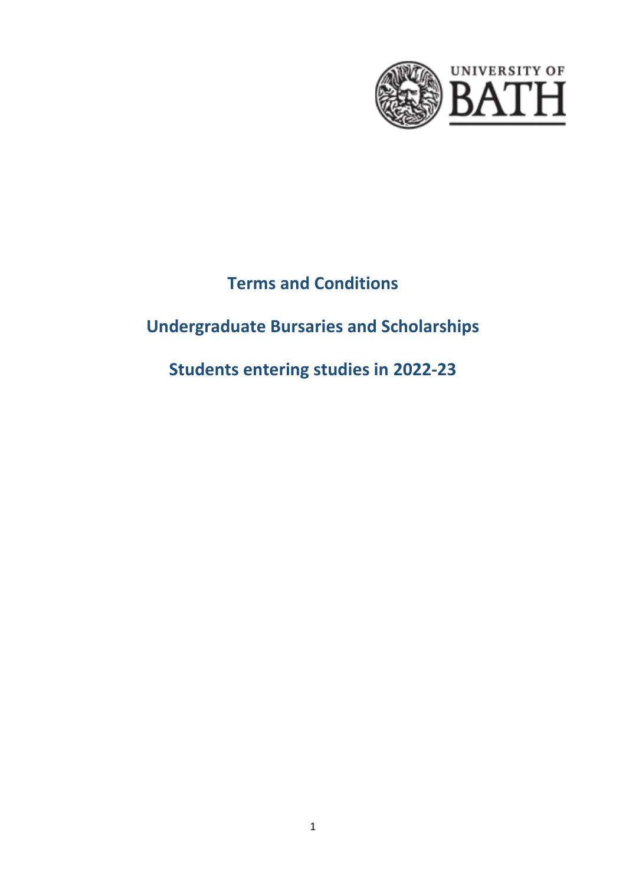# Terms and Conditions

## Undergraduate Bursaries and Scholarships

## Students entering studies in 2022-23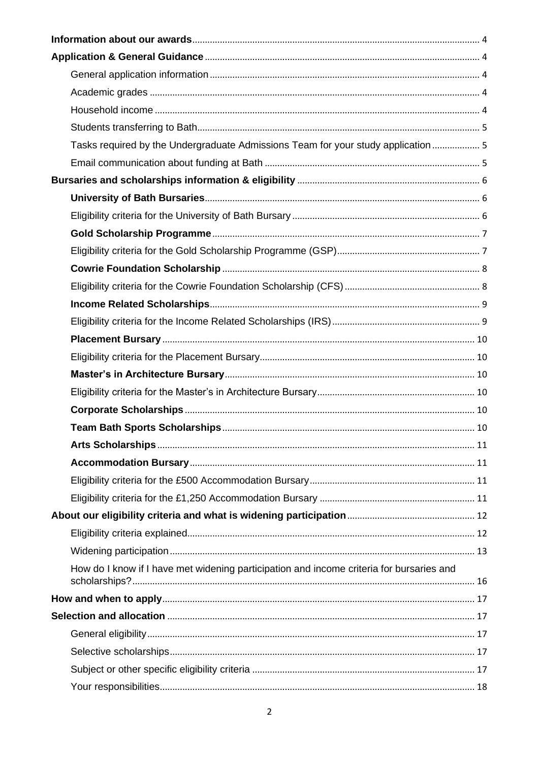**Information about our awards** .......... 4

**Application & General Guidance** .......... 4

General application information .......... 4

Academic grades .......... 4

Household income .......... 4

Students transferring to Bath .......... 5

Tasks required by the Undergraduate Admissions Team for your study application .......... 5

Email communication about funding at Bath .......... 5

**Bursaries and scholarships information & eligibility** .......... 6

**University of Bath Bursaries** .......... 6

Eligibility criteria for the University of Bath Bursary .......... 6

**Gold Scholarship Programme** .......... 7

Eligibility criteria for the Gold Scholarship Programme (GSP) .......... 7

**Cowrie Foundation Scholarship** .......... 8

Eligibility criteria for the Cowrie Foundation Scholarship (CFS) .......... 8

**Income Related Scholarships** .......... 9

Eligibility criteria for the Income Related Scholarships (IRS) .......... 9

**Placement Bursary** .......... 10

Eligibility criteria for the Placement Bursary .......... 10

**Master's in Architecture Bursary** .......... 10

Eligibility criteria for the Master's in Architecture Bursary .......... 10

**Corporate Scholarships** .......... 10

**Team Bath Sports Scholarships** .......... 10

**Arts Scholarships** .......... 11

**Accommodation Bursary** .......... 11

Eligibility criteria for the £500 Accommodation Bursary .......... 11

Eligibility criteria for the £1,250 Accommodation Bursary .......... 11

**About our eligibility criteria and what is widening participation** .......... 12

Eligibility criteria explained .......... 12

Widening participation .......... 13

How do I know if I have met widening participation and income criteria for bursaries and scholarships? .......... 16

**How and when to apply** .......... 17

**Selection and allocation** .......... 17

General eligibility .......... 17

Selective scholarships .......... 17

Subject or other specific eligibility criteria .......... 17

Your responsibilities .......... 18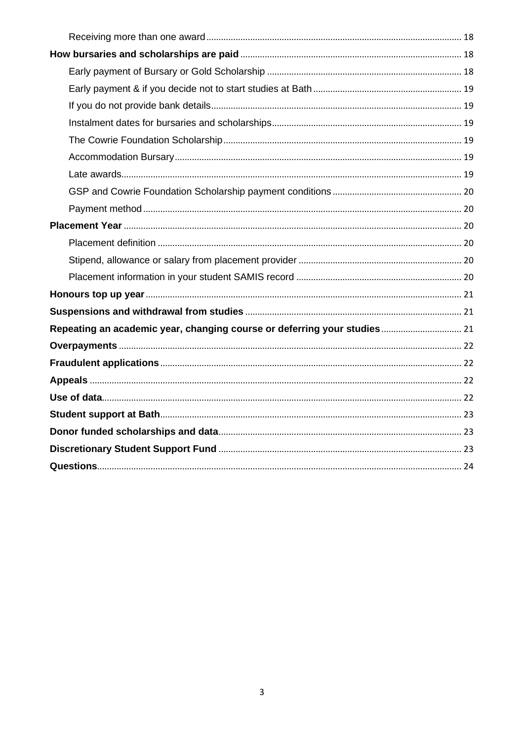Receiving more than one award ........ 18

**How bursaries and scholarships are paid** ........ 18

Early payment of Bursary or Gold Scholarship ........ 18

Early payment & if you decide not to start studies at Bath ........ 19

If you do not provide bank details ........ 19

Instalment dates for bursaries and scholarships ........ 19

The Cowrie Foundation Scholarship ........ 19

Accommodation Bursary ........ 19

Late awards ........ 19

GSP and Cowrie Foundation Scholarship payment conditions ........ 20

Payment method ........ 20

**Placement Year** ........ 20

Placement definition ........ 20

Stipend, allowance or salary from placement provider ........ 20

Placement information in your student SAMIS record ........ 20

**Honours top up year** ........ 21

**Suspensions and withdrawal from studies** ........ 21

**Repeating an academic year, changing course or deferring your studies** ........ 21

**Overpayments** ........ 22

**Fraudulent applications** ........ 22

**Appeals** ........ 22

**Use of data** ........ 22

**Student support at Bath** ........ 23

**Donor funded scholarships and data** ........ 23

**Discretionary Student Support Fund** ........ 23

**Questions** ........ 24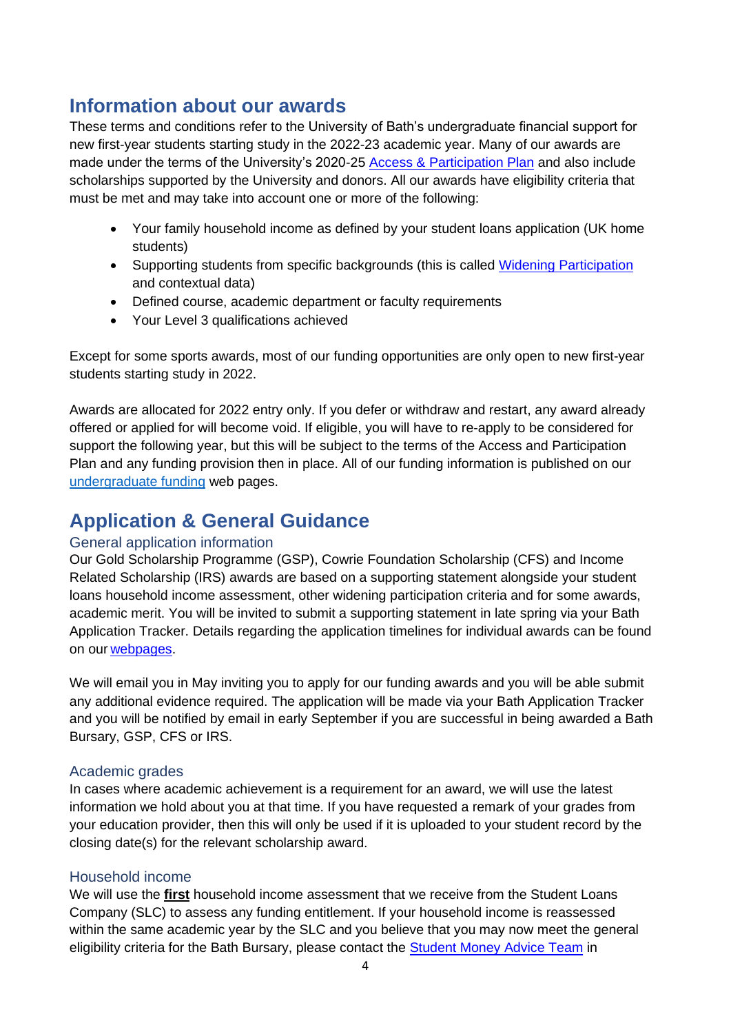## Information about our awards

These terms and conditions refer to the University of Bath's undergraduate financial support for new first-year students starting study in the 2022-23 academic year. Many of our awards are made under the terms of the University's 2020-25 [Access & Participation Plan] and also include scholarships supported by the University and donors. All our awards have eligibility criteria that must be met and may take into account one or more of the following:

- Your family household income as defined by your student loans application (UK home students)
- Supporting students from specific backgrounds (this is called [Widening Participation] and contextual data)
- Defined course, academic department or faculty requirements
- Your Level 3 qualifications achieved

Except for some sports awards, most of our funding opportunities are only open to new first-year students starting study in 2022.

Awards are allocated for 2022 entry only. If you defer or withdraw and restart, any award already offered or applied for will become void. If eligible, you will have to re-apply to be considered for support the following year, but this will be subject to the terms of the Access and Participation Plan and any funding provision then in place. All of our funding information is published on our [undergraduate funding] web pages.

## Application & General Guidance

### General application information

Our Gold Scholarship Programme (GSP), Cowrie Foundation Scholarship (CFS) and Income Related Scholarship (IRS) awards are based on a supporting statement alongside your student loans household income assessment, other widening participation criteria and for some awards, academic merit. You will be invited to submit a supporting statement in late spring via your Bath Application Tracker. Details regarding the application timelines for individual awards can be found on our [webpages].

We will email you in May inviting you to apply for our funding awards and you will be able submit any additional evidence required. The application will be made via your Bath Application Tracker and you will be notified by email in early September if you are successful in being awarded a Bath Bursary, GSP, CFS or IRS.

### Academic grades

In cases where academic achievement is a requirement for an award, we will use the latest information we hold about you at that time. If you have requested a remark of your grades from your education provider, then this will only be used if it is uploaded to your student record by the closing date(s) for the relevant scholarship award.

### Household income

We will use the **first** household income assessment that we receive from the Student Loans Company (SLC) to assess any funding entitlement. If your household income is reassessed within the same academic year by the SLC and you believe that you may now meet the general eligibility criteria for the Bath Bursary, please contact the [Student Money Advice Team] in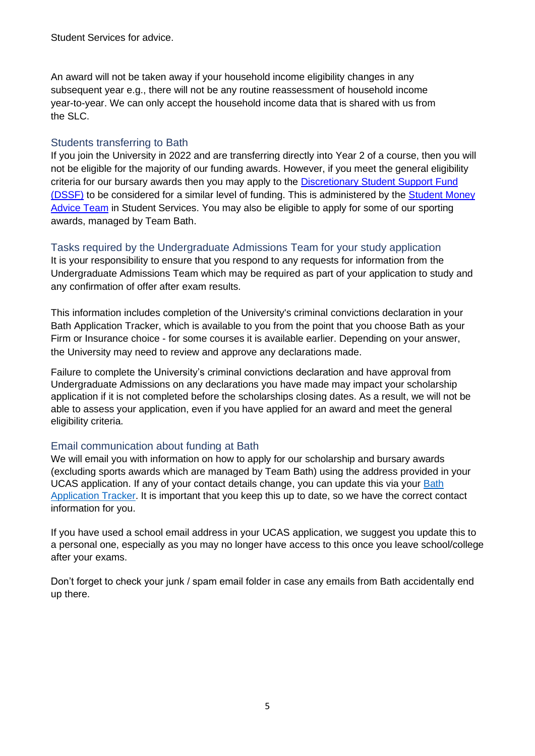Student Services for advice.

An award will not be taken away if your household income eligibility changes in any subsequent year e.g., there will not be any routine reassessment of household income year-to-year. We can only accept the household income data that is shared with us from the SLC.

## Students transferring to Bath

If you join the University in 2022 and are transferring directly into Year 2 of a course, then you will not be eligible for the majority of our funding awards. However, if you meet the general eligibility criteria for our bursary awards then you may apply to the Discretionary Student Support Fund (DSSF) to be considered for a similar level of funding. This is administered by the Student Money Advice Team in Student Services. You may also be eligible to apply for some of our sporting awards, managed by Team Bath.

## Tasks required by the Undergraduate Admissions Team for your study application

It is your responsibility to ensure that you respond to any requests for information from the Undergraduate Admissions Team which may be required as part of your application to study and any confirmation of offer after exam results.

This information includes completion of the University's criminal convictions declaration in your Bath Application Tracker, which is available to you from the point that you choose Bath as your Firm or Insurance choice - for some courses it is available earlier. Depending on your answer, the University may need to review and approve any declarations made.

Failure to complete the University's criminal convictions declaration and have approval from Undergraduate Admissions on any declarations you have made may impact your scholarship application if it is not completed before the scholarships closing dates. As a result, we will not be able to assess your application, even if you have applied for an award and meet the general eligibility criteria.

## Email communication about funding at Bath

We will email you with information on how to apply for our scholarship and bursary awards (excluding sports awards which are managed by Team Bath) using the address provided in your UCAS application. If any of your contact details change, you can update this via your Bath Application Tracker. It is important that you keep this up to date, so we have the correct contact information for you.

If you have used a school email address in your UCAS application, we suggest you update this to a personal one, especially as you may no longer have access to this once you leave school/college after your exams.

Don't forget to check your junk / spam email folder in case any emails from Bath accidentally end up there.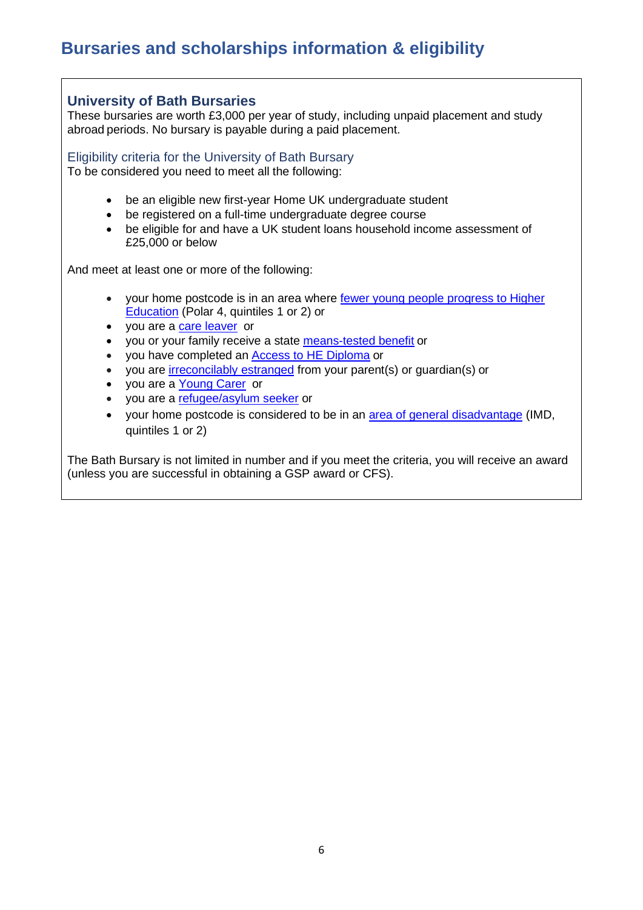# Bursaries and scholarships information & eligibility

## University of Bath Bursaries

These bursaries are worth £3,000 per year of study, including unpaid placement and study abroad periods. No bursary is payable during a paid placement.

### Eligibility criteria for the University of Bath Bursary

To be considered you need to meet all the following:

- be an eligible new first-year Home UK undergraduate student
- be registered on a full-time undergraduate degree course
- be eligible for and have a UK student loans household income assessment of £25,000 or below

And meet at least one or more of the following:

- your home postcode is in an area where fewer young people progress to Higher Education (Polar 4, quintiles 1 or 2) or
- you are a care leaver or
- you or your family receive a state means-tested benefit or
- you have completed an Access to HE Diploma or
- you are irreconcilably estranged from your parent(s) or guardian(s) or
- you are a Young Carer or
- you are a refugee/asylum seeker or
- your home postcode is considered to be in an area of general disadvantage (IMD, quintiles 1 or 2)

The Bath Bursary is not limited in number and if you meet the criteria, you will receive an award (unless you are successful in obtaining a GSP award or CFS).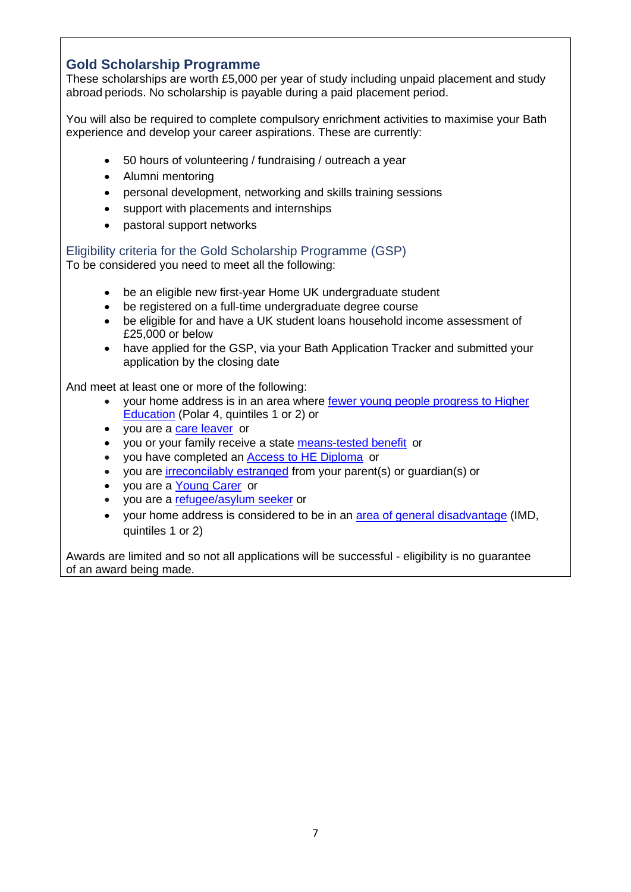## Gold Scholarship Programme

These scholarships are worth £5,000 per year of study including unpaid placement and study abroad periods. No scholarship is payable during a paid placement period.

You will also be required to complete compulsory enrichment activities to maximise your Bath experience and develop your career aspirations. These are currently:

- 50 hours of volunteering / fundraising / outreach a year
- Alumni mentoring
- personal development, networking and skills training sessions
- support with placements and internships
- pastoral support networks

### Eligibility criteria for the Gold Scholarship Programme (GSP)

To be considered you need to meet all the following:

- be an eligible new first-year Home UK undergraduate student
- be registered on a full-time undergraduate degree course
- be eligible for and have a UK student loans household income assessment of £25,000 or below
- have applied for the GSP, via your Bath Application Tracker and submitted your application by the closing date

And meet at least one or more of the following:

- your home address is in an area where fewer young people progress to Higher Education (Polar 4, quintiles 1 or 2) or
- you are a care leaver or
- you or your family receive a state means-tested benefit or
- you have completed an Access to HE Diploma or
- you are irreconcilably estranged from your parent(s) or guardian(s) or
- you are a Young Carer or
- you are a refugee/asylum seeker or
- your home address is considered to be in an area of general disadvantage (IMD, quintiles 1 or 2)

Awards are limited and so not all applications will be successful - eligibility is no guarantee of an award being made.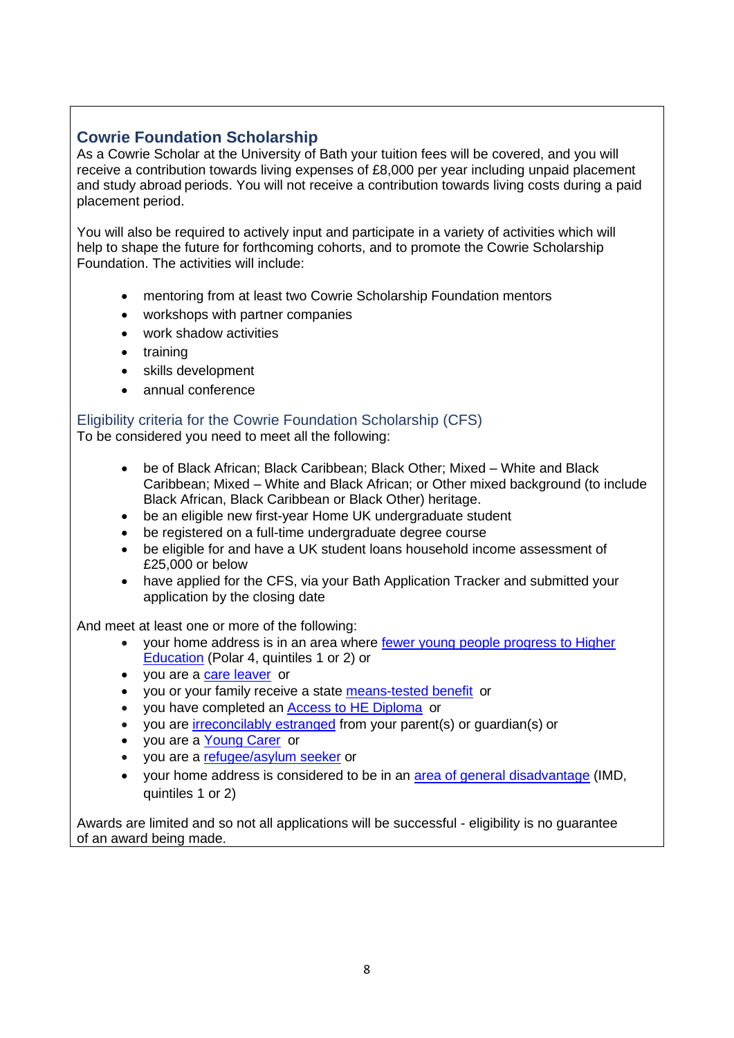## Cowrie Foundation Scholarship

As a Cowrie Scholar at the University of Bath your tuition fees will be covered, and you will receive a contribution towards living expenses of £8,000 per year including unpaid placement and study abroad periods. You will not receive a contribution towards living costs during a paid placement period.

You will also be required to actively input and participate in a variety of activities which will help to shape the future for forthcoming cohorts, and to promote the Cowrie Scholarship Foundation. The activities will include:

- mentoring from at least two Cowrie Scholarship Foundation mentors
- workshops with partner companies
- work shadow activities
- training
- skills development
- annual conference

### Eligibility criteria for the Cowrie Foundation Scholarship (CFS)

To be considered you need to meet all the following:

- be of Black African; Black Caribbean; Black Other; Mixed – White and Black Caribbean; Mixed – White and Black African; or Other mixed background (to include Black African, Black Caribbean or Black Other) heritage.
- be an eligible new first-year Home UK undergraduate student
- be registered on a full-time undergraduate degree course
- be eligible for and have a UK student loans household income assessment of £25,000 or below
- have applied for the CFS, via your Bath Application Tracker and submitted your application by the closing date

And meet at least one or more of the following:

- your home address is in an area where fewer young people progress to Higher Education (Polar 4, quintiles 1 or 2) or
- you are a care leaver or
- you or your family receive a state means-tested benefit or
- you have completed an Access to HE Diploma or
- you are irreconcilably estranged from your parent(s) or guardian(s) or
- you are a Young Carer or
- you are a refugee/asylum seeker or
- your home address is considered to be in an area of general disadvantage (IMD, quintiles 1 or 2)

Awards are limited and so not all applications will be successful - eligibility is no guarantee of an award being made.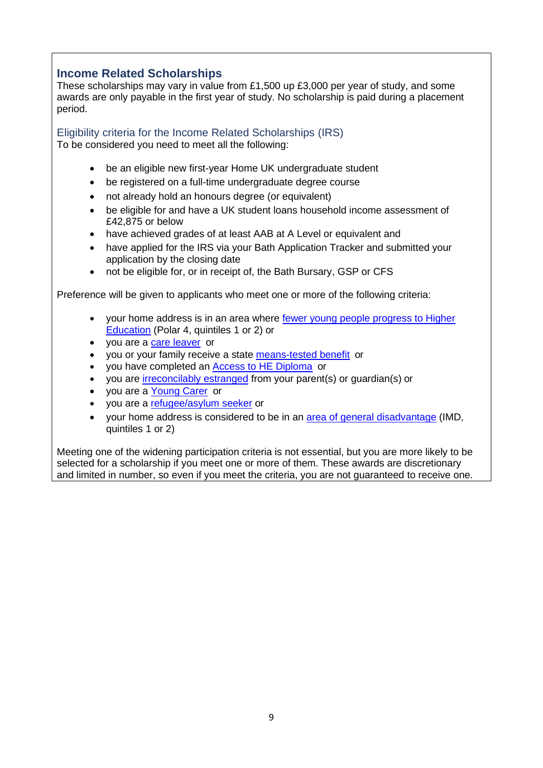## Income Related Scholarships

These scholarships may vary in value from £1,500 up £3,000 per year of study, and some awards are only payable in the first year of study. No scholarship is paid during a placement period.

### Eligibility criteria for the Income Related Scholarships (IRS)

To be considered you need to meet all the following:

- be an eligible new first-year Home UK undergraduate student
- be registered on a full-time undergraduate degree course
- not already hold an honours degree (or equivalent)
- be eligible for and have a UK student loans household income assessment of £42,875 or below
- have achieved grades of at least AAB at A Level or equivalent and
- have applied for the IRS via your Bath Application Tracker and submitted your application by the closing date
- not be eligible for, or in receipt of, the Bath Bursary, GSP or CFS

Preference will be given to applicants who meet one or more of the following criteria:

- your home address is in an area where fewer young people progress to Higher Education (Polar 4, quintiles 1 or 2) or
- you are a care leaver or
- you or your family receive a state means-tested benefit or
- you have completed an Access to HE Diploma or
- you are irreconcilably estranged from your parent(s) or guardian(s) or
- you are a Young Carer or
- you are a refugee/asylum seeker or
- your home address is considered to be in an area of general disadvantage (IMD, quintiles 1 or 2)

Meeting one of the widening participation criteria is not essential, but you are more likely to be selected for a scholarship if you meet one or more of them. These awards are discretionary and limited in number, so even if you meet the criteria, you are not guaranteed to receive one.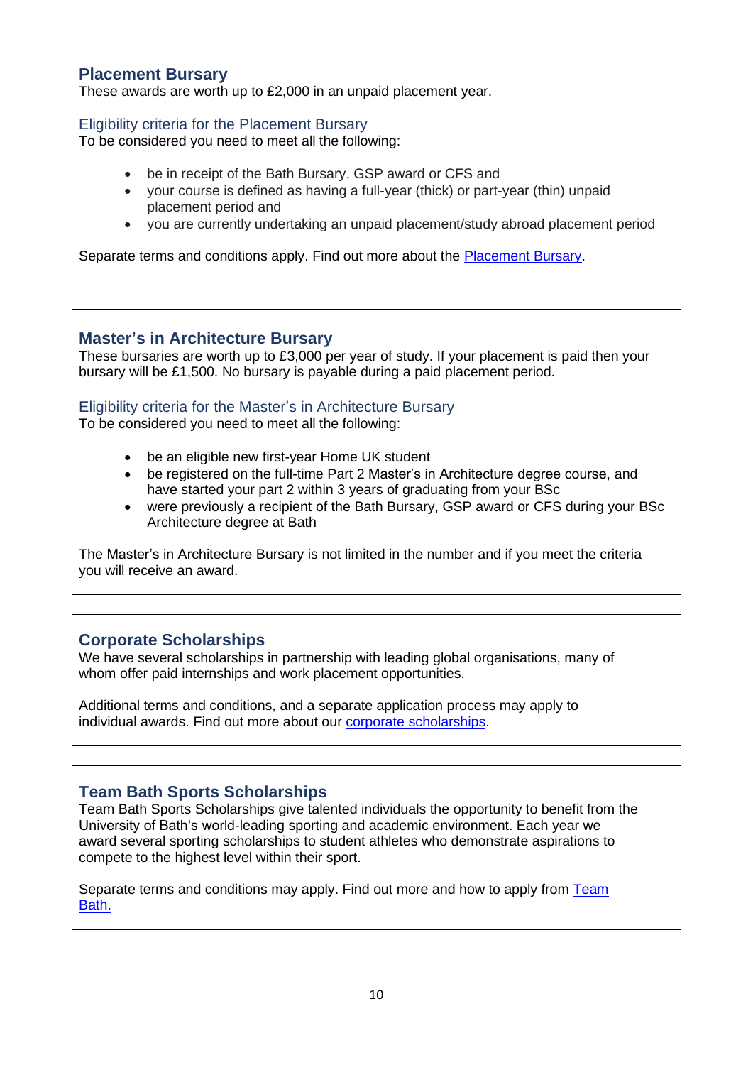## Placement Bursary

These awards are worth up to £2,000 in an unpaid placement year.

### Eligibility criteria for the Placement Bursary

To be considered you need to meet all the following:

- be in receipt of the Bath Bursary, GSP award or CFS and
- your course is defined as having a full-year (thick) or part-year (thin) unpaid placement period and
- you are currently undertaking an unpaid placement/study abroad placement period

Separate terms and conditions apply. Find out more about the [Placement Bursary](#).

## Master's in Architecture Bursary

These bursaries are worth up to £3,000 per year of study. If your placement is paid then your bursary will be £1,500. No bursary is payable during a paid placement period.

### Eligibility criteria for the Master's in Architecture Bursary

To be considered you need to meet all the following:

- be an eligible new first-year Home UK student
- be registered on the full-time Part 2 Master's in Architecture degree course, and have started your part 2 within 3 years of graduating from your BSc
- were previously a recipient of the Bath Bursary, GSP award or CFS during your BSc Architecture degree at Bath

The Master's in Architecture Bursary is not limited in the number and if you meet the criteria you will receive an award.

## Corporate Scholarships

We have several scholarships in partnership with leading global organisations, many of whom offer paid internships and work placement opportunities.

Additional terms and conditions, and a separate application process may apply to individual awards. Find out more about our [corporate scholarships](#).

## Team Bath Sports Scholarships

Team Bath Sports Scholarships give talented individuals the opportunity to benefit from the University of Bath's world-leading sporting and academic environment. Each year we award several sporting scholarships to student athletes who demonstrate aspirations to compete to the highest level within their sport.

Separate terms and conditions may apply. Find out more and how to apply from [Team Bath.](#)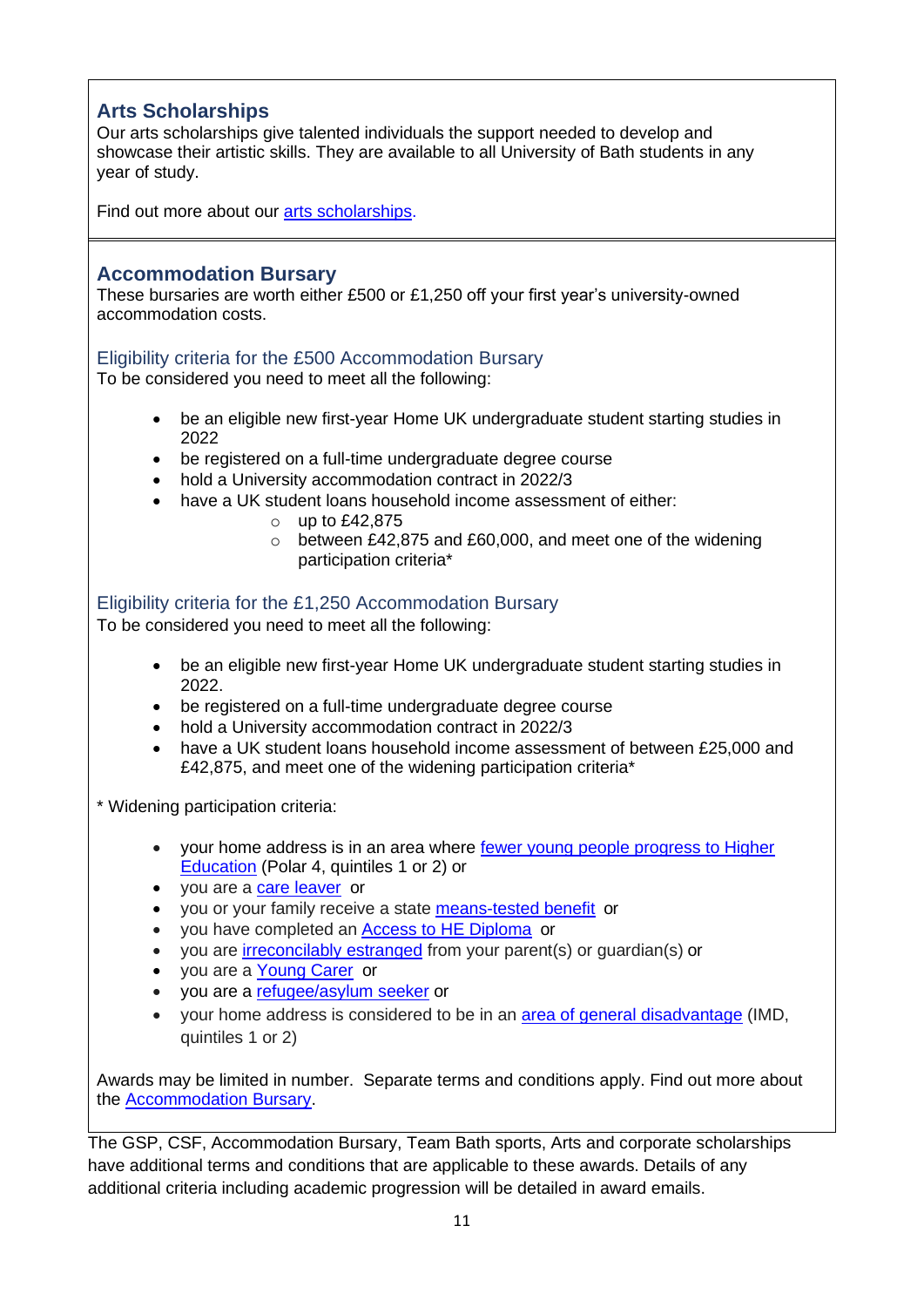## Arts Scholarships

Our arts scholarships give talented individuals the support needed to develop and showcase their artistic skills. They are available to all University of Bath students in any year of study.

Find out more about our arts scholarships.

## Accommodation Bursary

These bursaries are worth either £500 or £1,250 off your first year's university-owned accommodation costs.

### Eligibility criteria for the £500 Accommodation Bursary

To be considered you need to meet all the following:

- be an eligible new first-year Home UK undergraduate student starting studies in 2022
- be registered on a full-time undergraduate degree course
- hold a University accommodation contract in 2022/3
- have a UK student loans household income assessment of either:
  - up to £42,875
  - between £42,875 and £60,000, and meet one of the widening participation criteria*

### Eligibility criteria for the £1,250 Accommodation Bursary

To be considered you need to meet all the following:

- be an eligible new first-year Home UK undergraduate student starting studies in 2022.
- be registered on a full-time undergraduate degree course
- hold a University accommodation contract in 2022/3
- have a UK student loans household income assessment of between £25,000 and £42,875, and meet one of the widening participation criteria*

* Widening participation criteria:

- your home address is in an area where fewer young people progress to Higher Education (Polar 4, quintiles 1 or 2) or
- you are a care leaver or
- you or your family receive a state means-tested benefit or
- you have completed an Access to HE Diploma or
- you are irreconcilably estranged from your parent(s) or guardian(s) or
- you are a Young Carer or
- you are a refugee/asylum seeker or
- your home address is considered to be in an area of general disadvantage (IMD, quintiles 1 or 2)

Awards may be limited in number. Separate terms and conditions apply. Find out more about the Accommodation Bursary.

The GSP, CSF, Accommodation Bursary, Team Bath sports, Arts and corporate scholarships have additional terms and conditions that are applicable to these awards. Details of any additional criteria including academic progression will be detailed in award emails.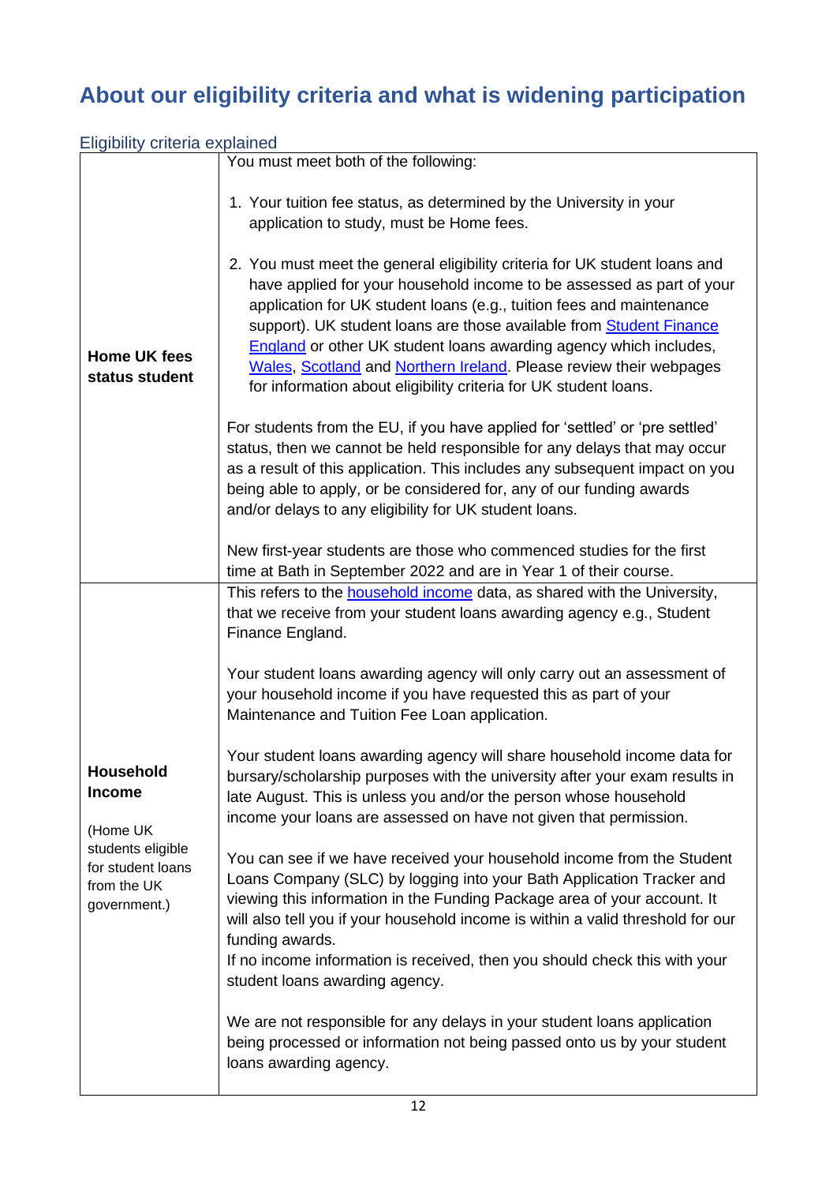## About our eligibility criteria and what is widening participation

### Eligibility criteria explained

| | |
|---|---|
| **Home UK fees status student** | You must meet both of the following:<br><br>1. Your tuition fee status, as determined by the University in your application to study, must be Home fees.<br><br>2. You must meet the general eligibility criteria for UK student loans and have applied for your household income to be assessed as part of your application for UK student loans (e.g., tuition fees and maintenance support). UK student loans are those available from [Student Finance England]() or other UK student loans awarding agency which includes, [Wales](), [Scotland]() and [Northern Ireland](). Please review their webpages for information about eligibility criteria for UK student loans.<br><br>For students from the EU, if you have applied for 'settled' or 'pre settled' status, then we cannot be held responsible for any delays that may occur as a result of this application. This includes any subsequent impact on you being able to apply, or be considered for, any of our funding awards and/or delays to any eligibility for UK student loans.<br><br>New first-year students are those who commenced studies for the first time at Bath in September 2022 and are in Year 1 of their course. |
| **Household Income**<br><br>(Home UK students eligible for student loans from the UK government.) | This refers to the [household income]() data, as shared with the University, that we receive from your student loans awarding agency e.g., Student Finance England.<br><br>Your student loans awarding agency will only carry out an assessment of your household income if you have requested this as part of your Maintenance and Tuition Fee Loan application.<br><br>Your student loans awarding agency will share household income data for bursary/scholarship purposes with the university after your exam results in late August. This is unless you and/or the person whose household income your loans are assessed on have not given that permission.<br><br>You can see if we have received your household income from the Student Loans Company (SLC) by logging into your Bath Application Tracker and viewing this information in the Funding Package area of your account. It will also tell you if your household income is within a valid threshold for our funding awards.<br>If no income information is received, then you should check this with your student loans awarding agency.<br><br>We are not responsible for any delays in your student loans application being processed or information not being passed onto us by your student loans awarding agency. |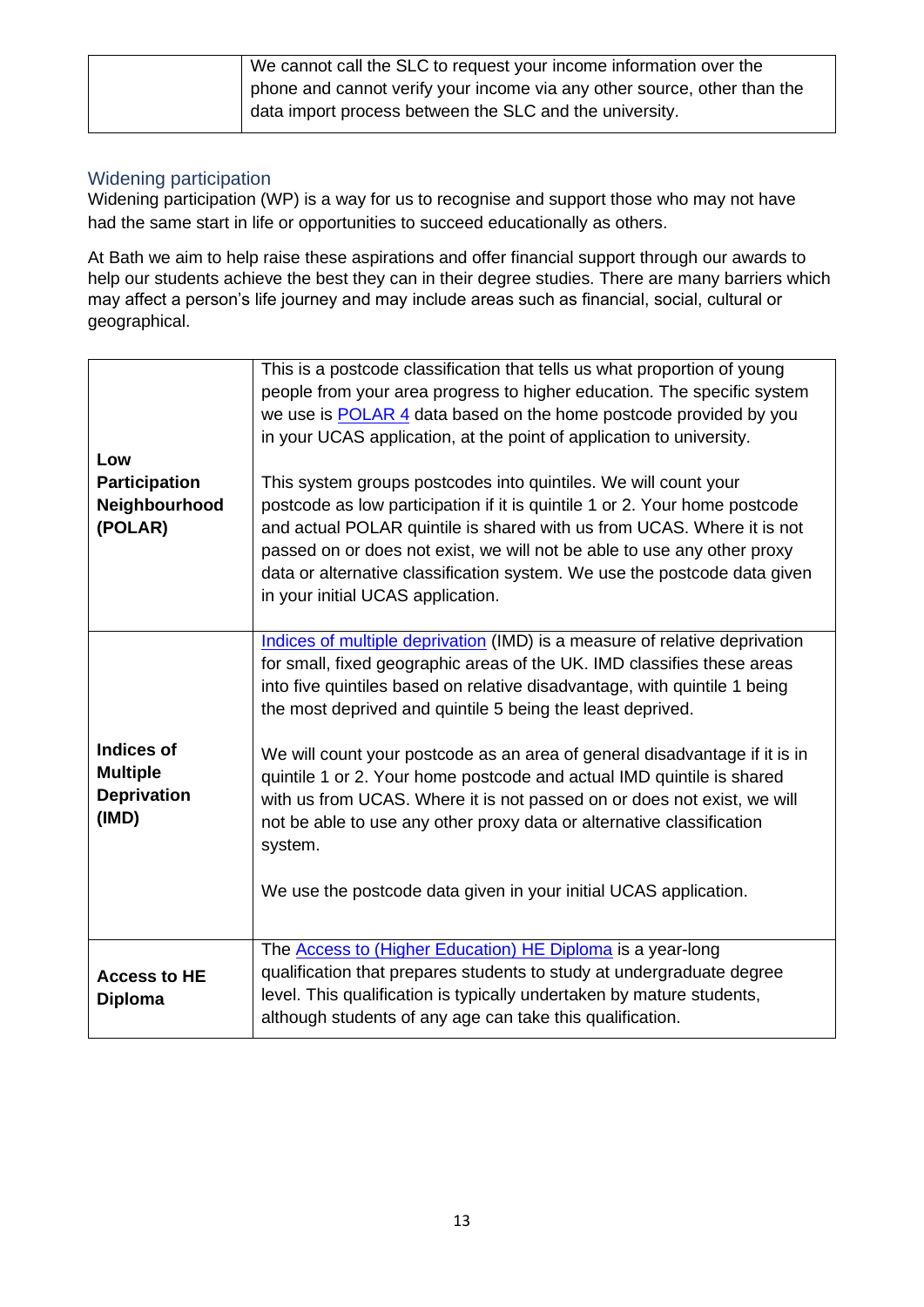|  |  |
|---|---|
|  | We cannot call the SLC to request your income information over the phone and cannot verify your income via any other source, other than the data import process between the SLC and the university. |

## Widening participation

Widening participation (WP) is a way for us to recognise and support those who may not have had the same start in life or opportunities to succeed educationally as others.

At Bath we aim to help raise these aspirations and offer financial support through our awards to help our students achieve the best they can in their degree studies. There are many barriers which may affect a person's life journey and may include areas such as financial, social, cultural or geographical.

|  |  |
|---|---|
| **Low Participation Neighbourhood (POLAR)** | This is a postcode classification that tells us what proportion of young people from your area progress to higher education. The specific system we use is POLAR 4 data based on the home postcode provided by you in your UCAS application, at the point of application to university.<br><br>This system groups postcodes into quintiles. We will count your postcode as low participation if it is quintile 1 or 2. Your home postcode and actual POLAR quintile is shared with us from UCAS. Where it is not passed on or does not exist, we will not be able to use any other proxy data or alternative classification system. We use the postcode data given in your initial UCAS application. |
| **Indices of Multiple Deprivation (IMD)** | Indices of multiple deprivation (IMD) is a measure of relative deprivation for small, fixed geographic areas of the UK. IMD classifies these areas into five quintiles based on relative disadvantage, with quintile 1 being the most deprived and quintile 5 being the least deprived.<br><br>We will count your postcode as an area of general disadvantage if it is in quintile 1 or 2. Your home postcode and actual IMD quintile is shared with us from UCAS. Where it is not passed on or does not exist, we will not be able to use any other proxy data or alternative classification system.<br><br>We use the postcode data given in your initial UCAS application. |
| **Access to HE Diploma** | The Access to (Higher Education) HE Diploma is a year-long qualification that prepares students to study at undergraduate degree level. This qualification is typically undertaken by mature students, although students of any age can take this qualification. |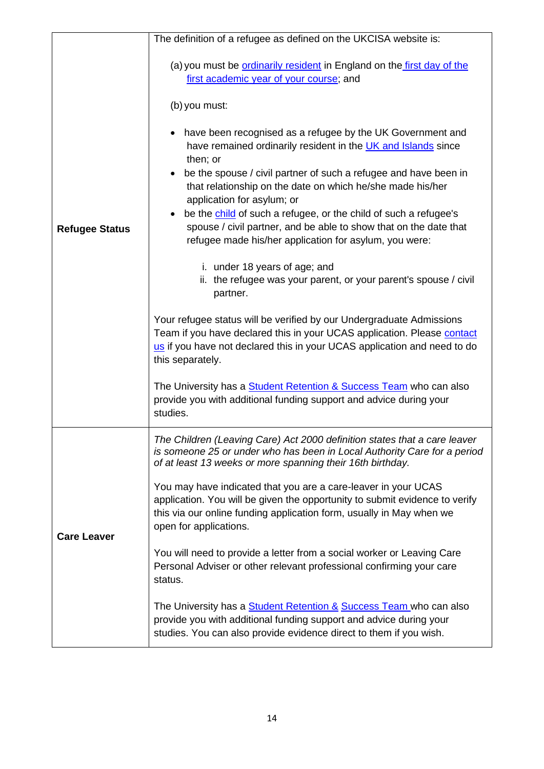| | |
|---|---|
| **Refugee Status** | The definition of a refugee as defined on the UKCISA website is:<br><br>(a) you must be ordinarily resident in England on the first day of the first academic year of your course; and<br><br>(b) you must:<br><br>• have been recognised as a refugee by the UK Government and have remained ordinarily resident in the UK and Islands since then; or<br>• be the spouse / civil partner of such a refugee and have been in that relationship on the date on which he/she made his/her application for asylum; or<br>• be the child of such a refugee, or the child of such a refugee's spouse / civil partner, and be able to show that on the date that refugee made his/her application for asylum, you were:<br><br>i. under 18 years of age; and<br>ii. the refugee was your parent, or your parent's spouse / civil partner.<br><br>Your refugee status will be verified by our Undergraduate Admissions Team if you have declared this in your UCAS application. Please contact us if you have not declared this in your UCAS application and need to do this separately.<br><br>The University has a Student Retention & Success Team who can also provide you with additional funding support and advice during your studies. |
| **Care Leaver** | *The Children (Leaving Care) Act 2000 definition states that a care leaver is someone 25 or under who has been in Local Authority Care for a period of at least 13 weeks or more spanning their 16th birthday.*<br><br>You may have indicated that you are a care-leaver in your UCAS application. You will be given the opportunity to submit evidence to verify this via our online funding application form, usually in May when we open for applications.<br><br>You will need to provide a letter from a social worker or Leaving Care Personal Adviser or other relevant professional confirming your care status.<br><br>The University has a Student Retention & Success Team who can also provide you with additional funding support and advice during your studies. You can also provide evidence direct to them if you wish. |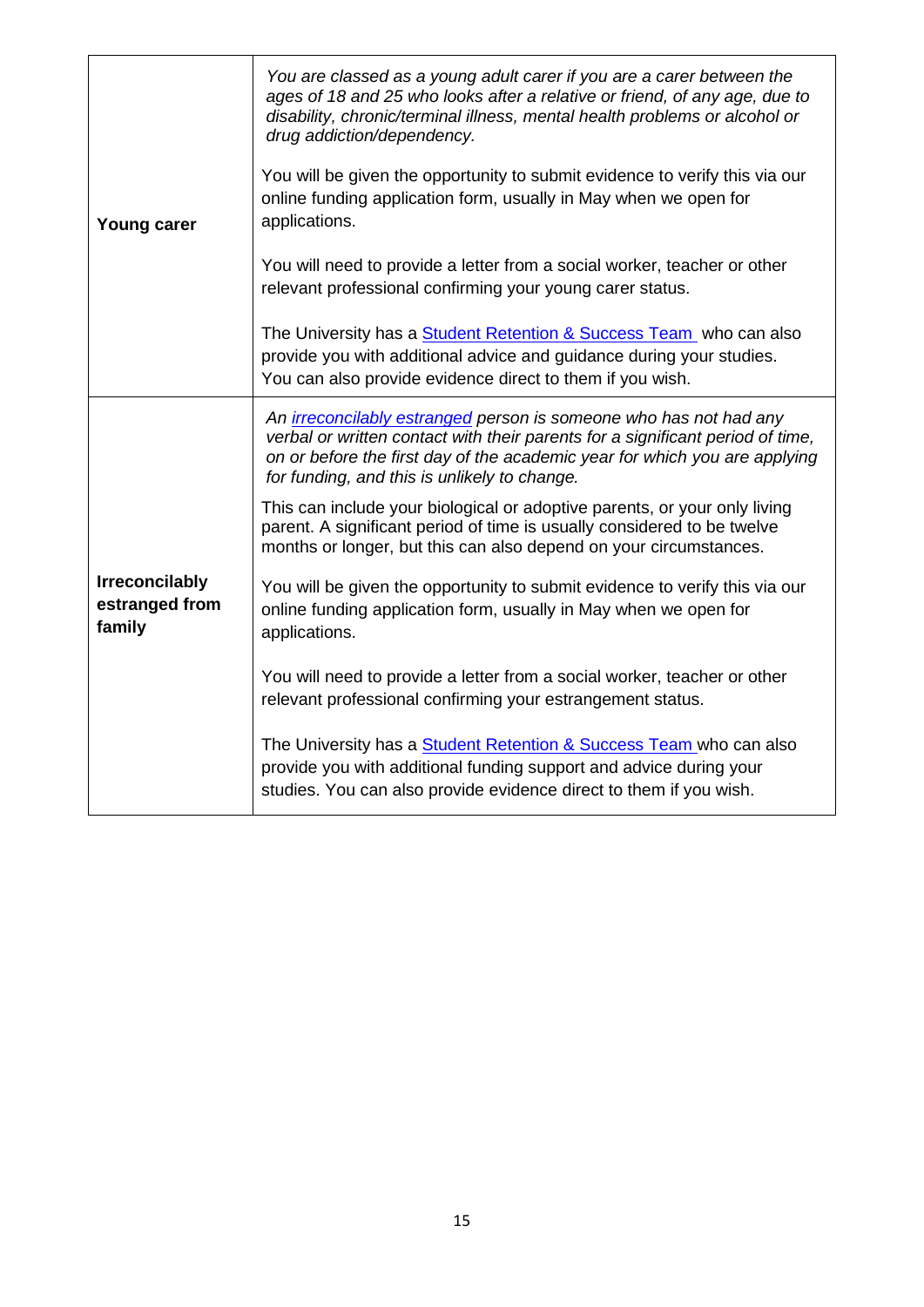| | |
|---|---|
| **Young carer** | *You are classed as a young adult carer if you are a carer between the ages of 18 and 25 who looks after a relative or friend, of any age, due to disability, chronic/terminal illness, mental health problems or alcohol or drug addiction/dependency.*<br><br>You will be given the opportunity to submit evidence to verify this via our online funding application form, usually in May when we open for applications.<br><br>You will need to provide a letter from a social worker, teacher or other relevant professional confirming your young carer status.<br><br>The University has a Student Retention & Success Team who can also provide you with additional advice and guidance during your studies. You can also provide evidence direct to them if you wish. |
| **Irreconcilably estranged from family** | *An irreconcilably estranged person is someone who has not had any verbal or written contact with their parents for a significant period of time, on or before the first day of the academic year for which you are applying for funding, and this is unlikely to change.*<br><br>This can include your biological or adoptive parents, or your only living parent. A significant period of time is usually considered to be twelve months or longer, but this can also depend on your circumstances.<br><br>You will be given the opportunity to submit evidence to verify this via our online funding application form, usually in May when we open for applications.<br><br>You will need to provide a letter from a social worker, teacher or other relevant professional confirming your estrangement status.<br><br>The University has a Student Retention & Success Team who can also provide you with additional funding support and advice during your studies. You can also provide evidence direct to them if you wish. |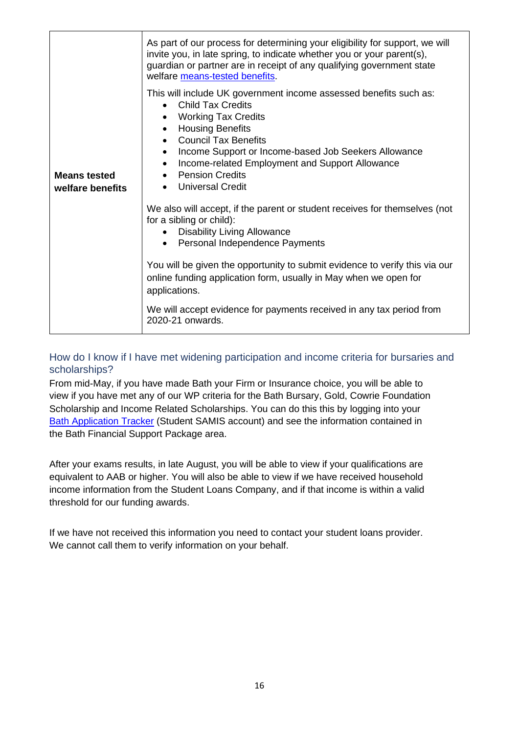| Means tested welfare benefits | As part of our process for determining your eligibility for support, we will invite you, in late spring, to indicate whether you or your parent(s), guardian or partner are in receipt of any qualifying government state welfare means-tested benefits.<br><br>This will include UK government income assessed benefits such as:<br>• Child Tax Credits<br>• Working Tax Credits<br>• Housing Benefits<br>• Council Tax Benefits<br>• Income Support or Income-based Job Seekers Allowance<br>• Income-related Employment and Support Allowance<br>• Pension Credits<br>• Universal Credit<br><br>We also will accept, if the parent or student receives for themselves (not for a sibling or child):<br>• Disability Living Allowance<br>• Personal Independence Payments<br><br>You will be given the opportunity to submit evidence to verify this via our online funding application form, usually in May when we open for applications.<br><br>We will accept evidence for payments received in any tax period from 2020-21 onwards. |
|---|---|

## How do I know if I have met widening participation and income criteria for bursaries and scholarships?

From mid-May, if you have made Bath your Firm or Insurance choice, you will be able to view if you have met any of our WP criteria for the Bath Bursary, Gold, Cowrie Foundation Scholarship and Income Related Scholarships. You can do this this by logging into your Bath Application Tracker (Student SAMIS account) and see the information contained in the Bath Financial Support Package area.

After your exams results, in late August, you will be able to view if your qualifications are equivalent to AAB or higher. You will also be able to view if we have received household income information from the Student Loans Company, and if that income is within a valid threshold for our funding awards.

If we have not received this information you need to contact your student loans provider. We cannot call them to verify information on your behalf.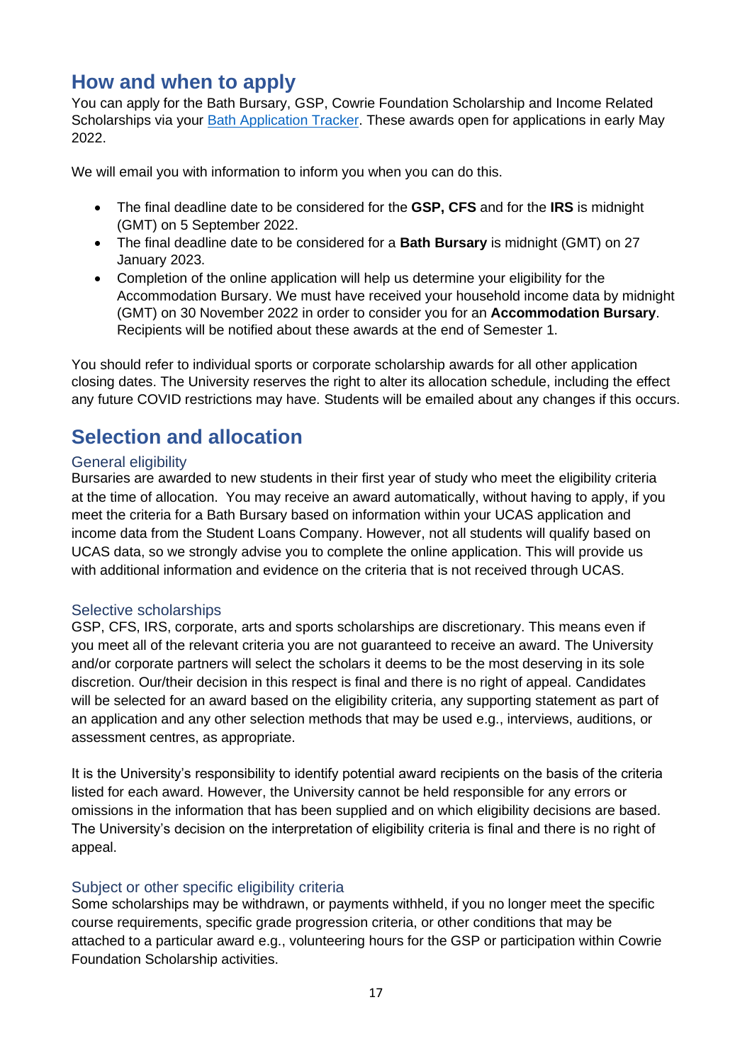## How and when to apply

You can apply for the Bath Bursary, GSP, Cowrie Foundation Scholarship and Income Related Scholarships via your [Bath Application Tracker](). These awards open for applications in early May 2022.

We will email you with information to inform you when you can do this.

- The final deadline date to be considered for the **GSP, CFS** and for the **IRS** is midnight (GMT) on 5 September 2022.
- The final deadline date to be considered for a **Bath Bursary** is midnight (GMT) on 27 January 2023.
- Completion of the online application will help us determine your eligibility for the Accommodation Bursary. We must have received your household income data by midnight (GMT) on 30 November 2022 in order to consider you for an **Accommodation Bursary**. Recipients will be notified about these awards at the end of Semester 1.

You should refer to individual sports or corporate scholarship awards for all other application closing dates. The University reserves the right to alter its allocation schedule, including the effect any future COVID restrictions may have. Students will be emailed about any changes if this occurs.

## Selection and allocation

### General eligibility

Bursaries are awarded to new students in their first year of study who meet the eligibility criteria at the time of allocation. You may receive an award automatically, without having to apply, if you meet the criteria for a Bath Bursary based on information within your UCAS application and income data from the Student Loans Company. However, not all students will qualify based on UCAS data, so we strongly advise you to complete the online application. This will provide us with additional information and evidence on the criteria that is not received through UCAS.

### Selective scholarships

GSP, CFS, IRS, corporate, arts and sports scholarships are discretionary. This means even if you meet all of the relevant criteria you are not guaranteed to receive an award. The University and/or corporate partners will select the scholars it deems to be the most deserving in its sole discretion. Our/their decision in this respect is final and there is no right of appeal. Candidates will be selected for an award based on the eligibility criteria, any supporting statement as part of an application and any other selection methods that may be used e.g., interviews, auditions, or assessment centres, as appropriate.

It is the University's responsibility to identify potential award recipients on the basis of the criteria listed for each award. However, the University cannot be held responsible for any errors or omissions in the information that has been supplied and on which eligibility decisions are based. The University's decision on the interpretation of eligibility criteria is final and there is no right of appeal.

### Subject or other specific eligibility criteria

Some scholarships may be withdrawn, or payments withheld, if you no longer meet the specific course requirements, specific grade progression criteria, or other conditions that may be attached to a particular award e.g., volunteering hours for the GSP or participation within Cowrie Foundation Scholarship activities.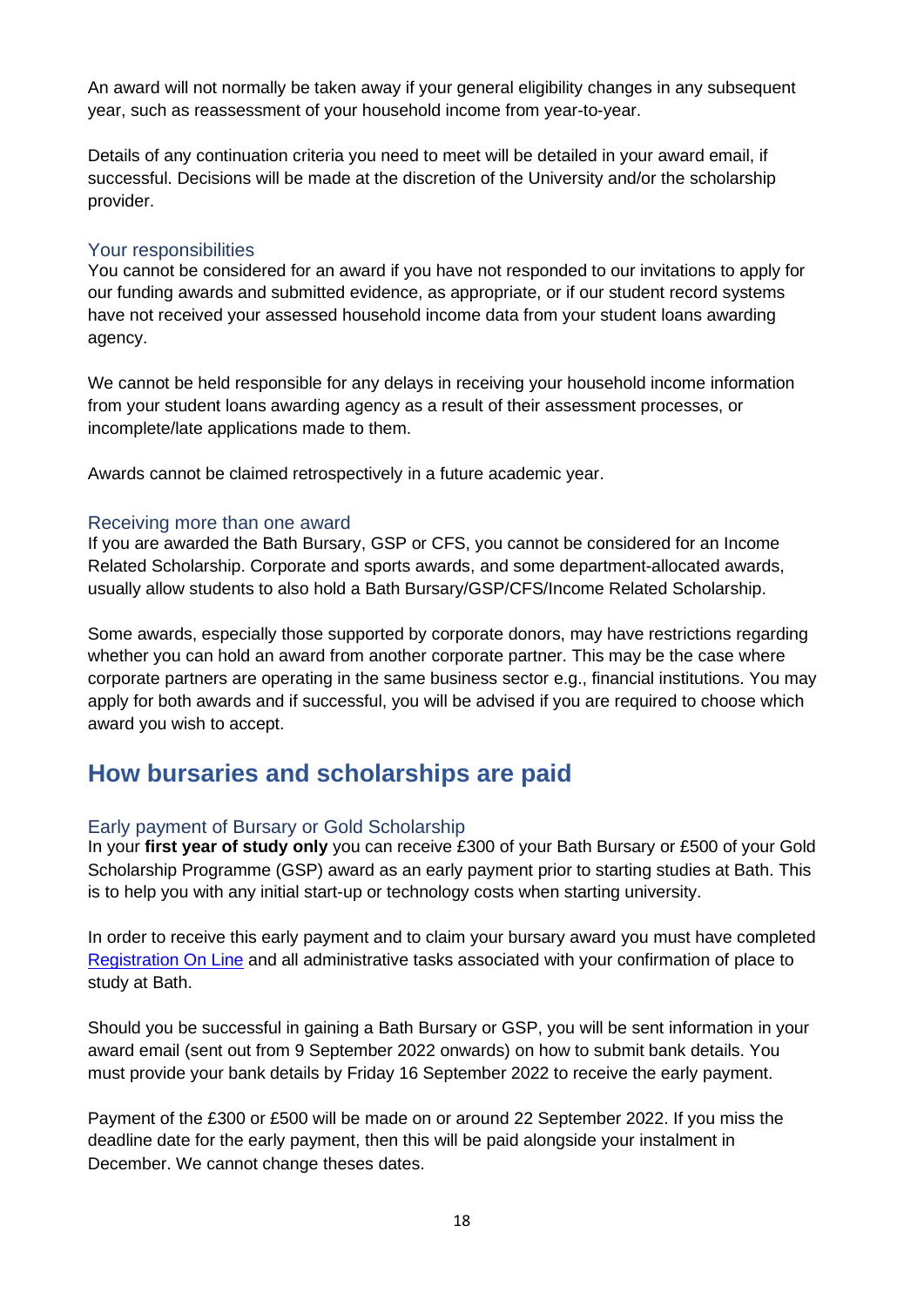An award will not normally be taken away if your general eligibility changes in any subsequent year, such as reassessment of your household income from year-to-year.

Details of any continuation criteria you need to meet will be detailed in your award email, if successful. Decisions will be made at the discretion of the University and/or the scholarship provider.

### Your responsibilities

You cannot be considered for an award if you have not responded to our invitations to apply for our funding awards and submitted evidence, as appropriate, or if our student record systems have not received your assessed household income data from your student loans awarding agency.

We cannot be held responsible for any delays in receiving your household income information from your student loans awarding agency as a result of their assessment processes, or incomplete/late applications made to them.

Awards cannot be claimed retrospectively in a future academic year.

### Receiving more than one award

If you are awarded the Bath Bursary, GSP or CFS, you cannot be considered for an Income Related Scholarship. Corporate and sports awards, and some department-allocated awards, usually allow students to also hold a Bath Bursary/GSP/CFS/Income Related Scholarship.

Some awards, especially those supported by corporate donors, may have restrictions regarding whether you can hold an award from another corporate partner. This may be the case where corporate partners are operating in the same business sector e.g., financial institutions. You may apply for both awards and if successful, you will be advised if you are required to choose which award you wish to accept.

## How bursaries and scholarships are paid

### Early payment of Bursary or Gold Scholarship

In your **first year of study only** you can receive £300 of your Bath Bursary or £500 of your Gold Scholarship Programme (GSP) award as an early payment prior to starting studies at Bath. This is to help you with any initial start-up or technology costs when starting university.

In order to receive this early payment and to claim your bursary award you must have completed Registration On Line and all administrative tasks associated with your confirmation of place to study at Bath.

Should you be successful in gaining a Bath Bursary or GSP, you will be sent information in your award email (sent out from 9 September 2022 onwards) on how to submit bank details. You must provide your bank details by Friday 16 September 2022 to receive the early payment.

Payment of the £300 or £500 will be made on or around 22 September 2022. If you miss the deadline date for the early payment, then this will be paid alongside your instalment in December. We cannot change theses dates.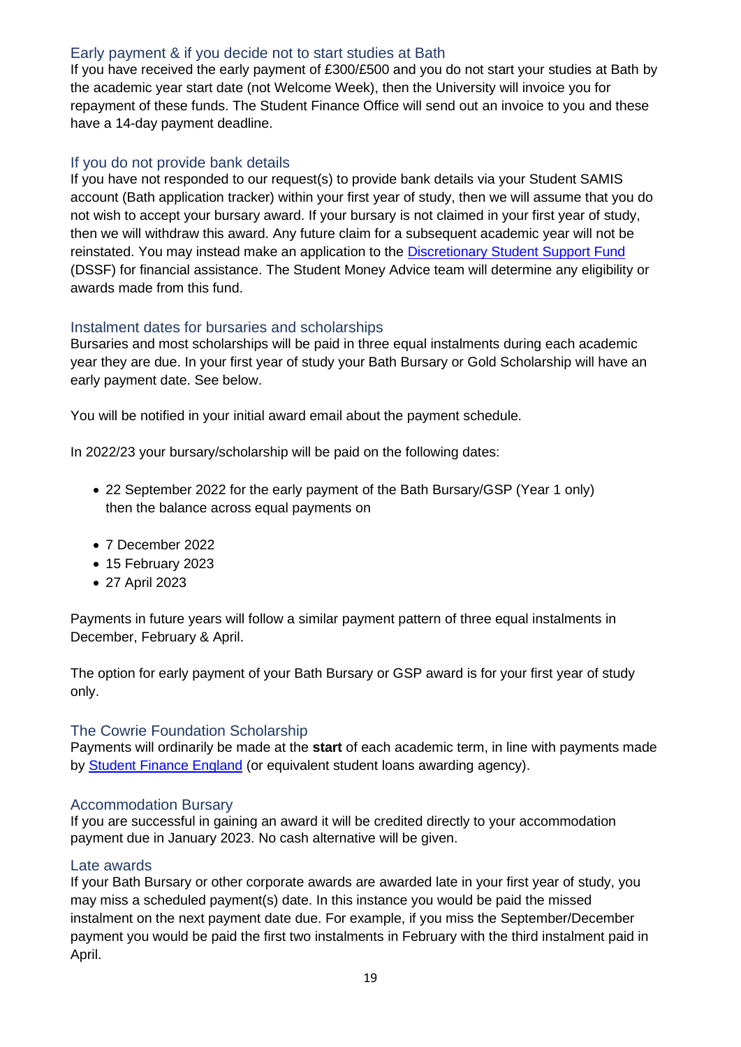## Early payment & if you decide not to start studies at Bath

If you have received the early payment of £300/£500 and you do not start your studies at Bath by the academic year start date (not Welcome Week), then the University will invoice you for repayment of these funds. The Student Finance Office will send out an invoice to you and these have a 14-day payment deadline.

## If you do not provide bank details

If you have not responded to our request(s) to provide bank details via your Student SAMIS account (Bath application tracker) within your first year of study, then we will assume that you do not wish to accept your bursary award. If your bursary is not claimed in your first year of study, then we will withdraw this award. Any future claim for a subsequent academic year will not be reinstated. You may instead make an application to the [Discretionary Student Support Fund](#) (DSSF) for financial assistance. The Student Money Advice team will determine any eligibility or awards made from this fund.

## Instalment dates for bursaries and scholarships

Bursaries and most scholarships will be paid in three equal instalments during each academic year they are due. In your first year of study your Bath Bursary or Gold Scholarship will have an early payment date. See below.

You will be notified in your initial award email about the payment schedule.

In 2022/23 your bursary/scholarship will be paid on the following dates:

- 22 September 2022 for the early payment of the Bath Bursary/GSP (Year 1 only) then the balance across equal payments on
- 7 December 2022
- 15 February 2023
- 27 April 2023

Payments in future years will follow a similar payment pattern of three equal instalments in December, February & April.

The option for early payment of your Bath Bursary or GSP award is for your first year of study only.

## The Cowrie Foundation Scholarship

Payments will ordinarily be made at the **start** of each academic term, in line with payments made by [Student Finance England](#) (or equivalent student loans awarding agency).

## Accommodation Bursary

If you are successful in gaining an award it will be credited directly to your accommodation payment due in January 2023. No cash alternative will be given.

## Late awards

If your Bath Bursary or other corporate awards are awarded late in your first year of study, you may miss a scheduled payment(s) date. In this instance you would be paid the missed instalment on the next payment date due. For example, if you miss the September/December payment you would be paid the first two instalments in February with the third instalment paid in April.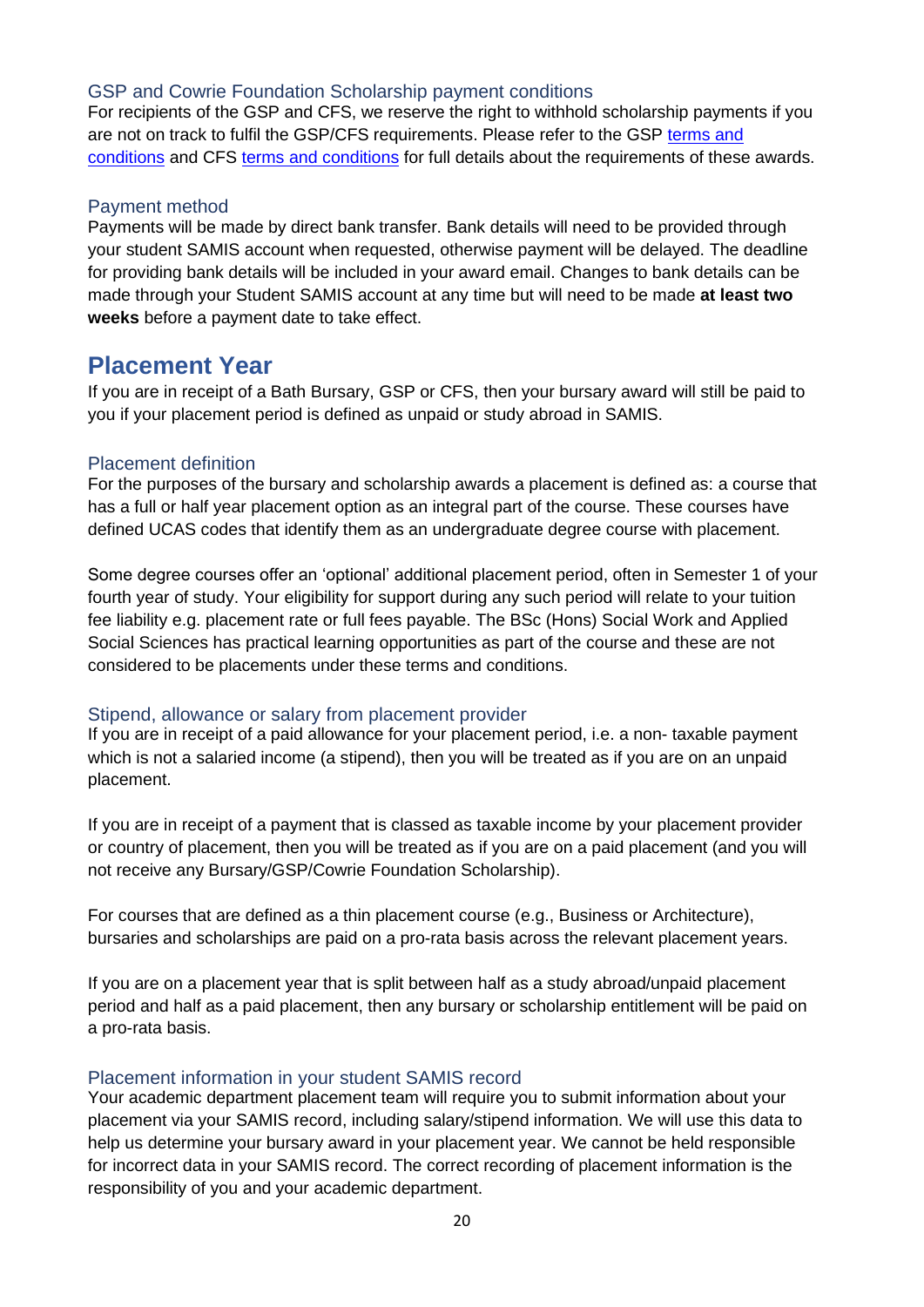### GSP and Cowrie Foundation Scholarship payment conditions

For recipients of the GSP and CFS, we reserve the right to withhold scholarship payments if you are not on track to fulfil the GSP/CFS requirements. Please refer to the GSP terms and conditions and CFS terms and conditions for full details about the requirements of these awards.

### Payment method

Payments will be made by direct bank transfer. Bank details will need to be provided through your student SAMIS account when requested, otherwise payment will be delayed. The deadline for providing bank details will be included in your award email. Changes to bank details can be made through your Student SAMIS account at any time but will need to be made **at least two weeks** before a payment date to take effect.

## Placement Year

If you are in receipt of a Bath Bursary, GSP or CFS, then your bursary award will still be paid to you if your placement period is defined as unpaid or study abroad in SAMIS.

### Placement definition

For the purposes of the bursary and scholarship awards a placement is defined as: a course that has a full or half year placement option as an integral part of the course. These courses have defined UCAS codes that identify them as an undergraduate degree course with placement.

Some degree courses offer an 'optional' additional placement period, often in Semester 1 of your fourth year of study. Your eligibility for support during any such period will relate to your tuition fee liability e.g. placement rate or full fees payable. The BSc (Hons) Social Work and Applied Social Sciences has practical learning opportunities as part of the course and these are not considered to be placements under these terms and conditions.

### Stipend, allowance or salary from placement provider

If you are in receipt of a paid allowance for your placement period, i.e. a non- taxable payment which is not a salaried income (a stipend), then you will be treated as if you are on an unpaid placement.

If you are in receipt of a payment that is classed as taxable income by your placement provider or country of placement, then you will be treated as if you are on a paid placement (and you will not receive any Bursary/GSP/Cowrie Foundation Scholarship).

For courses that are defined as a thin placement course (e.g., Business or Architecture), bursaries and scholarships are paid on a pro-rata basis across the relevant placement years.

If you are on a placement year that is split between half as a study abroad/unpaid placement period and half as a paid placement, then any bursary or scholarship entitlement will be paid on a pro-rata basis.

### Placement information in your student SAMIS record

Your academic department placement team will require you to submit information about your placement via your SAMIS record, including salary/stipend information. We will use this data to help us determine your bursary award in your placement year. We cannot be held responsible for incorrect data in your SAMIS record. The correct recording of placement information is the responsibility of you and your academic department.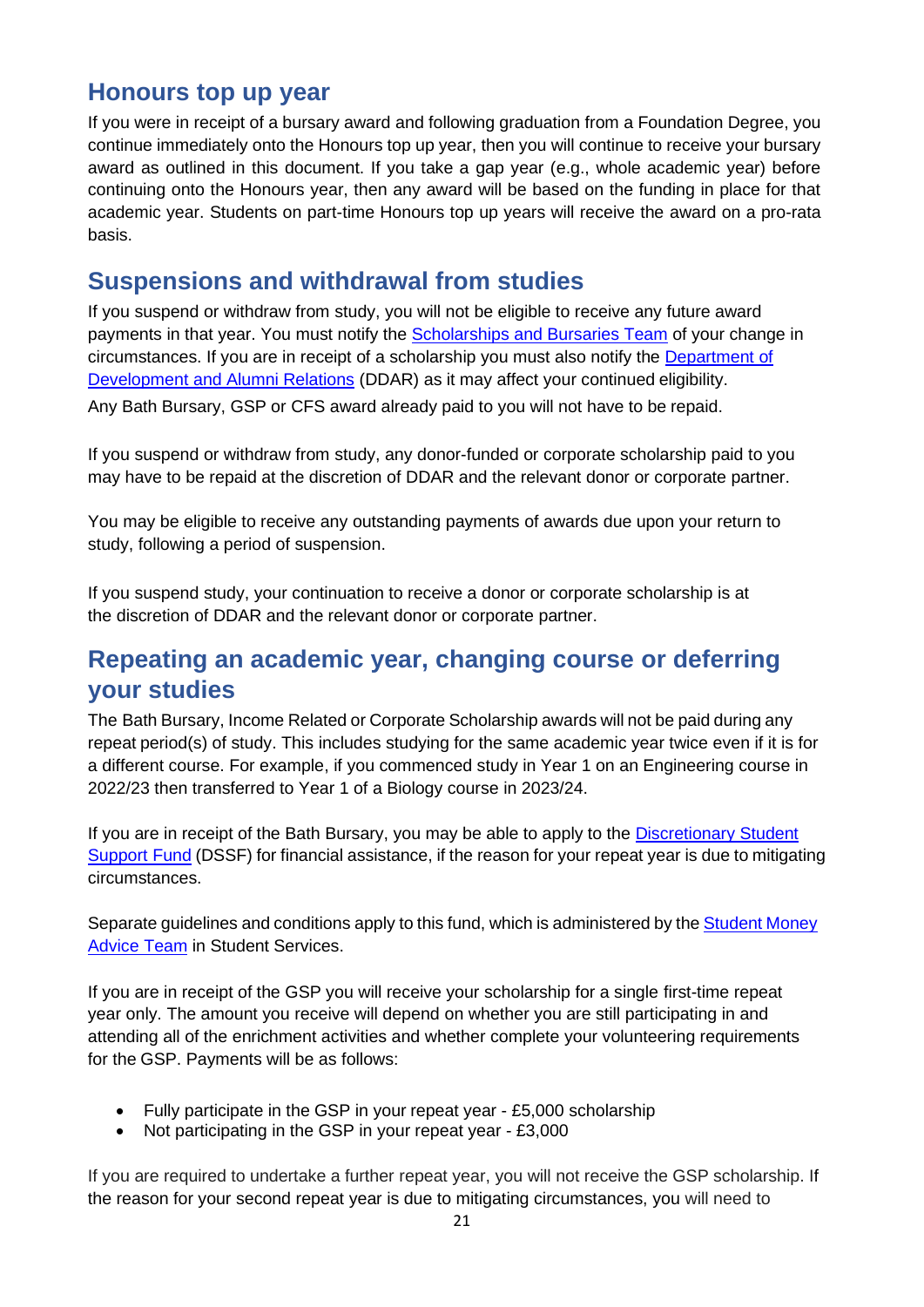## Honours top up year

If you were in receipt of a bursary award and following graduation from a Foundation Degree, you continue immediately onto the Honours top up year, then you will continue to receive your bursary award as outlined in this document. If you take a gap year (e.g., whole academic year) before continuing onto the Honours year, then any award will be based on the funding in place for that academic year. Students on part-time Honours top up years will receive the award on a pro-rata basis.

## Suspensions and withdrawal from studies

If you suspend or withdraw from study, you will not be eligible to receive any future award payments in that year. You must notify the Scholarships and Bursaries Team of your change in circumstances. If you are in receipt of a scholarship you must also notify the Department of Development and Alumni Relations (DDAR) as it may affect your continued eligibility.

Any Bath Bursary, GSP or CFS award already paid to you will not have to be repaid.

If you suspend or withdraw from study, any donor-funded or corporate scholarship paid to you may have to be repaid at the discretion of DDAR and the relevant donor or corporate partner.

You may be eligible to receive any outstanding payments of awards due upon your return to study, following a period of suspension.

If you suspend study, your continuation to receive a donor or corporate scholarship is at the discretion of DDAR and the relevant donor or corporate partner.

## Repeating an academic year, changing course or deferring your studies

The Bath Bursary, Income Related or Corporate Scholarship awards will not be paid during any repeat period(s) of study. This includes studying for the same academic year twice even if it is for a different course. For example, if you commenced study in Year 1 on an Engineering course in 2022/23 then transferred to Year 1 of a Biology course in 2023/24.

If you are in receipt of the Bath Bursary, you may be able to apply to the Discretionary Student Support Fund (DSSF) for financial assistance, if the reason for your repeat year is due to mitigating circumstances.

Separate guidelines and conditions apply to this fund, which is administered by the Student Money Advice Team in Student Services.

If you are in receipt of the GSP you will receive your scholarship for a single first-time repeat year only. The amount you receive will depend on whether you are still participating in and attending all of the enrichment activities and whether complete your volunteering requirements for the GSP. Payments will be as follows:

- Fully participate in the GSP in your repeat year - £5,000 scholarship
- Not participating in the GSP in your repeat year - £3,000

If you are required to undertake a further repeat year, you will not receive the GSP scholarship. If the reason for your second repeat year is due to mitigating circumstances, you will need to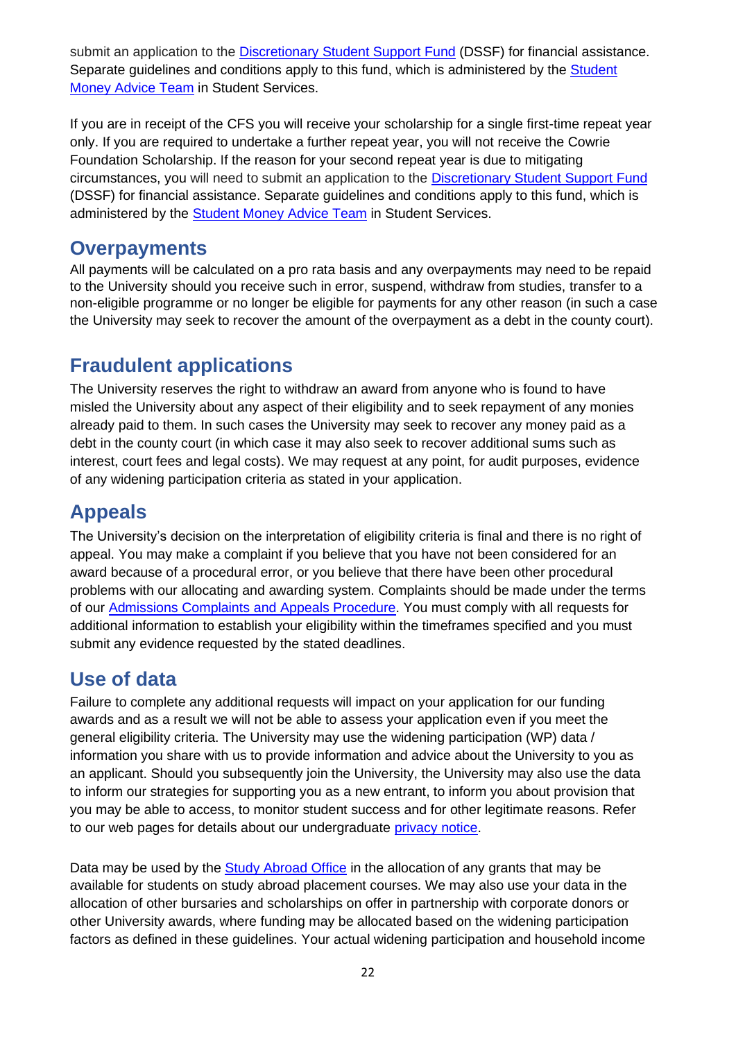submit an application to the Discretionary Student Support Fund (DSSF) for financial assistance. Separate guidelines and conditions apply to this fund, which is administered by the Student Money Advice Team in Student Services.

If you are in receipt of the CFS you will receive your scholarship for a single first-time repeat year only. If you are required to undertake a further repeat year, you will not receive the Cowrie Foundation Scholarship. If the reason for your second repeat year is due to mitigating circumstances, you will need to submit an application to the Discretionary Student Support Fund (DSSF) for financial assistance. Separate guidelines and conditions apply to this fund, which is administered by the Student Money Advice Team in Student Services.

## Overpayments

All payments will be calculated on a pro rata basis and any overpayments may need to be repaid to the University should you receive such in error, suspend, withdraw from studies, transfer to a non-eligible programme or no longer be eligible for payments for any other reason (in such a case the University may seek to recover the amount of the overpayment as a debt in the county court).

## Fraudulent applications

The University reserves the right to withdraw an award from anyone who is found to have misled the University about any aspect of their eligibility and to seek repayment of any monies already paid to them. In such cases the University may seek to recover any money paid as a debt in the county court (in which case it may also seek to recover additional sums such as interest, court fees and legal costs). We may request at any point, for audit purposes, evidence of any widening participation criteria as stated in your application.

## Appeals

The University's decision on the interpretation of eligibility criteria is final and there is no right of appeal. You may make a complaint if you believe that you have not been considered for an award because of a procedural error, or you believe that there have been other procedural problems with our allocating and awarding system. Complaints should be made under the terms of our Admissions Complaints and Appeals Procedure. You must comply with all requests for additional information to establish your eligibility within the timeframes specified and you must submit any evidence requested by the stated deadlines.

## Use of data

Failure to complete any additional requests will impact on your application for our funding awards and as a result we will not be able to assess your application even if you meet the general eligibility criteria. The University may use the widening participation (WP) data / information you share with us to provide information and advice about the University to you as an applicant. Should you subsequently join the University, the University may also use the data to inform our strategies for supporting you as a new entrant, to inform you about provision that you may be able to access, to monitor student success and for other legitimate reasons. Refer to our web pages for details about our undergraduate privacy notice.

Data may be used by the Study Abroad Office in the allocation of any grants that may be available for students on study abroad placement courses. We may also use your data in the allocation of other bursaries and scholarships on offer in partnership with corporate donors or other University awards, where funding may be allocated based on the widening participation factors as defined in these guidelines. Your actual widening participation and household income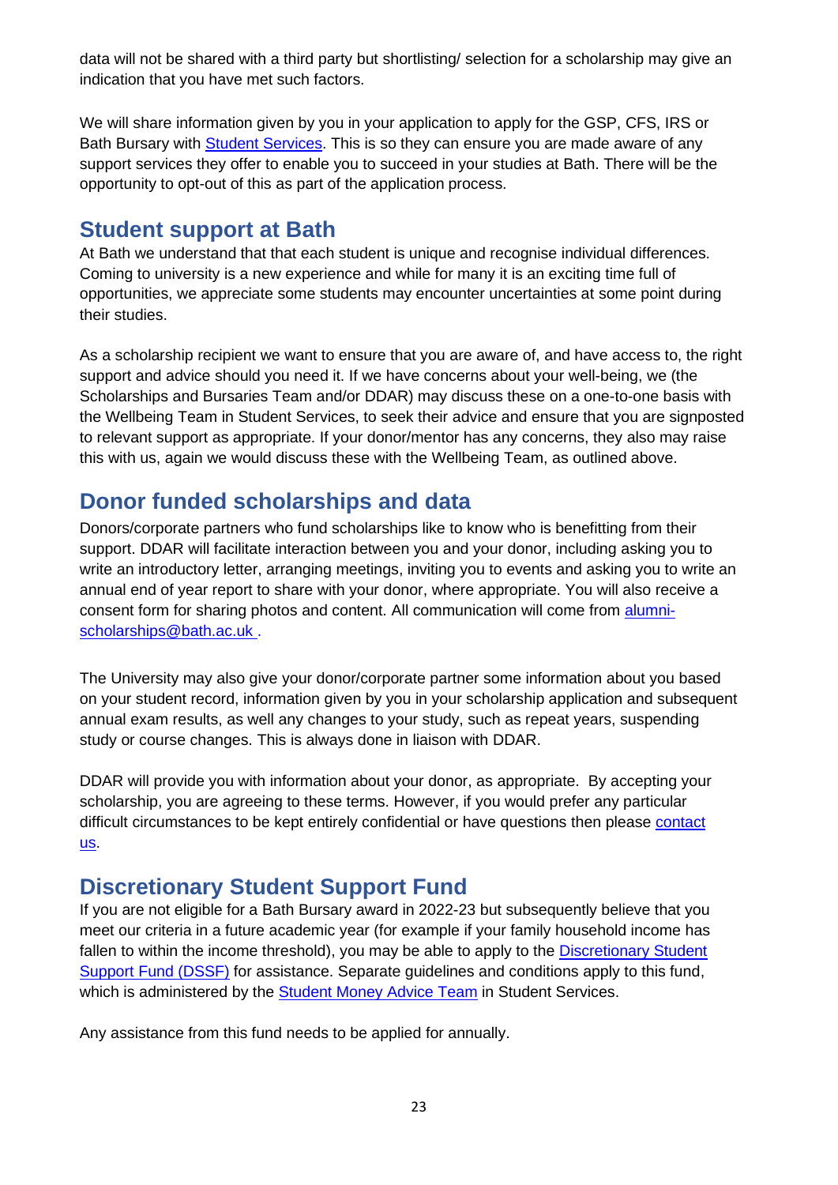data will not be shared with a third party but shortlisting/ selection for a scholarship may give an indication that you have met such factors.

We will share information given by you in your application to apply for the GSP, CFS, IRS or Bath Bursary with Student Services. This is so they can ensure you are made aware of any support services they offer to enable you to succeed in your studies at Bath. There will be the opportunity to opt-out of this as part of the application process.

## Student support at Bath

At Bath we understand that that each student is unique and recognise individual differences. Coming to university is a new experience and while for many it is an exciting time full of opportunities, we appreciate some students may encounter uncertainties at some point during their studies.

As a scholarship recipient we want to ensure that you are aware of, and have access to, the right support and advice should you need it. If we have concerns about your well-being, we (the Scholarships and Bursaries Team and/or DDAR) may discuss these on a one-to-one basis with the Wellbeing Team in Student Services, to seek their advice and ensure that you are signposted to relevant support as appropriate. If your donor/mentor has any concerns, they also may raise this with us, again we would discuss these with the Wellbeing Team, as outlined above.

## Donor funded scholarships and data

Donors/corporate partners who fund scholarships like to know who is benefitting from their support. DDAR will facilitate interaction between you and your donor, including asking you to write an introductory letter, arranging meetings, inviting you to events and asking you to write an annual end of year report to share with your donor, where appropriate. You will also receive a consent form for sharing photos and content. All communication will come from alumni-scholarships@bath.ac.uk .

The University may also give your donor/corporate partner some information about you based on your student record, information given by you in your scholarship application and subsequent annual exam results, as well any changes to your study, such as repeat years, suspending study or course changes. This is always done in liaison with DDAR.

DDAR will provide you with information about your donor, as appropriate. By accepting your scholarship, you are agreeing to these terms. However, if you would prefer any particular difficult circumstances to be kept entirely confidential or have questions then please contact us.

## Discretionary Student Support Fund

If you are not eligible for a Bath Bursary award in 2022-23 but subsequently believe that you meet our criteria in a future academic year (for example if your family household income has fallen to within the income threshold), you may be able to apply to the Discretionary Student Support Fund (DSSF) for assistance. Separate guidelines and conditions apply to this fund, which is administered by the Student Money Advice Team in Student Services.

Any assistance from this fund needs to be applied for annually.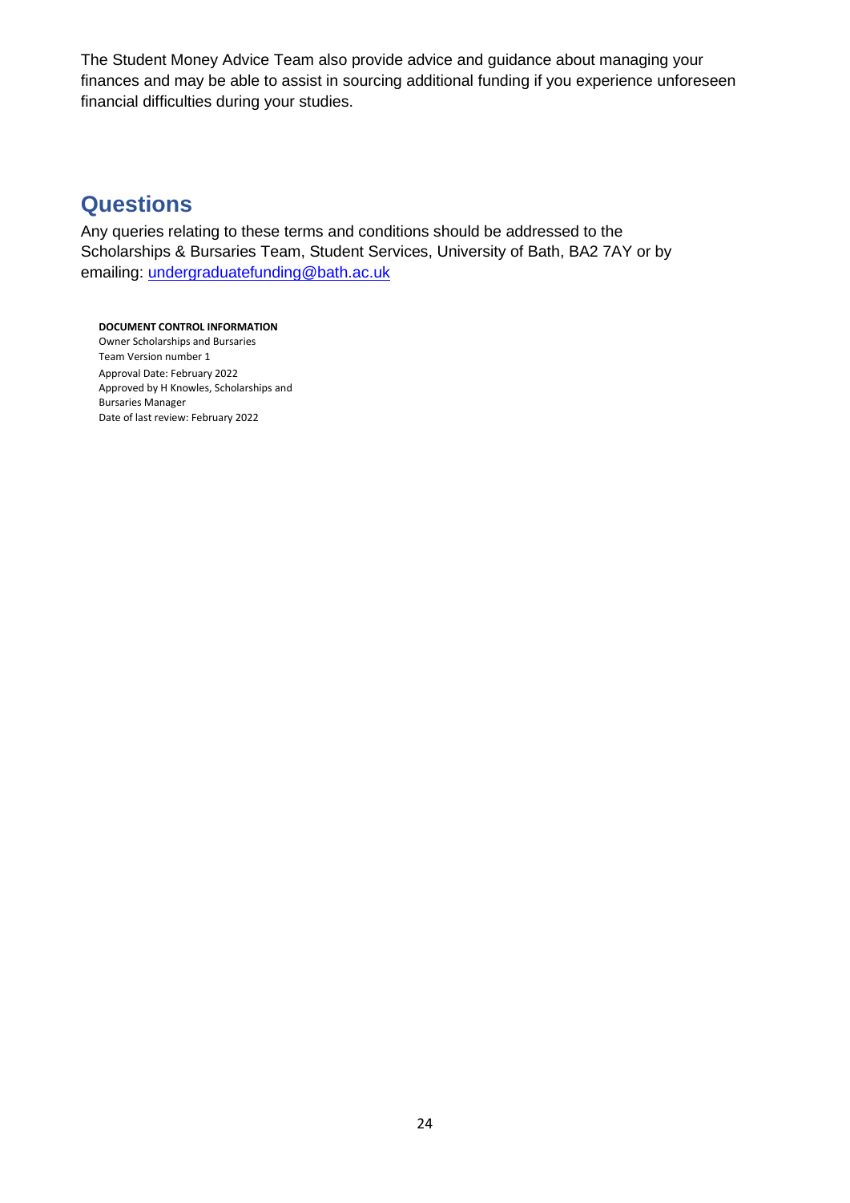The Student Money Advice Team also provide advice and guidance about managing your finances and may be able to assist in sourcing additional funding if you experience unforeseen financial difficulties during your studies.

## Questions

Any queries relating to these terms and conditions should be addressed to the Scholarships & Bursaries Team, Student Services, University of Bath, BA2 7AY or by emailing: undergraduatefunding@bath.ac.uk

**DOCUMENT CONTROL INFORMATION**

Owner Scholarships and Bursaries
Team Version number 1
Approval Date: February 2022
Approved by H Knowles, Scholarships and Bursaries Manager
Date of last review: February 2022